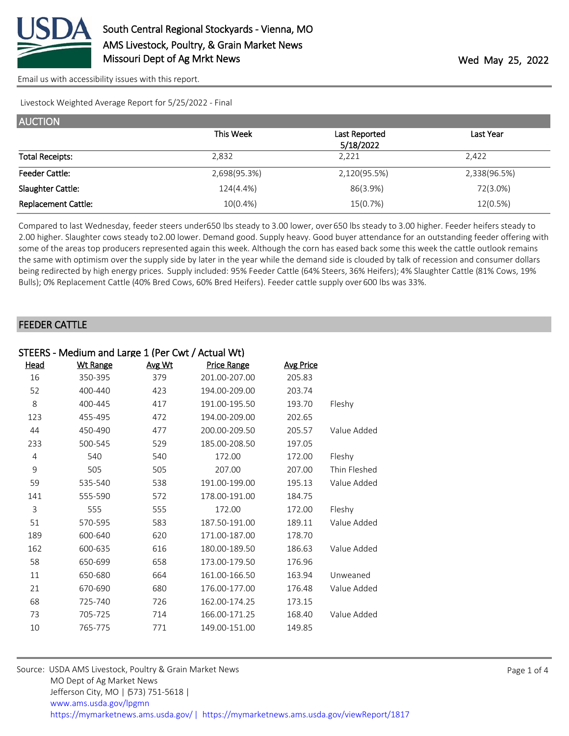# South Central Regional Stockyards - Vienna, MO
## AMS Livestock, Poultry, & Grain Market News
## Missouri Dept of Ag Mrkt News

Wed May 25, 2022

Email us with accessibility issues with this report.

Livestock Weighted Average Report for 5/25/2022 - Final

## AUCTION

| | This Week | Last Reported 5/18/2022 | Last Year |
|---|---|---|---|
| Total Receipts: | 2,832 | 2,221 | 2,422 |
| Feeder Cattle: | 2,698(95.3%) | 2,120(95.5%) | 2,338(96.5%) |
| Slaughter Cattle: | 124(4.4%) | 86(3.9%) | 72(3.0%) |
| Replacement Cattle: | 10(0.4%) | 15(0.7%) | 12(0.5%) |

Compared to last Wednesday, feeder steers under650 lbs steady to 3.00 lower, over 650 lbs steady to 3.00 higher. Feeder heifers steady to 2.00 higher. Slaughter cows steady to2.00 lower. Demand good. Supply heavy. Good buyer attendance for an outstanding feeder offering with some of the areas top producers represented again this week. Although the corn has eased back some this week the cattle outlook remains the same with optimism over the supply side by later in the year while the demand side is clouded by talk of recession and consumer dollars being redirected by high energy prices. Supply included: 95% Feeder Cattle (64% Steers, 36% Heifers); 4% Slaughter Cattle (81% Cows, 19% Bulls); 0% Replacement Cattle (40% Bred Cows, 60% Bred Heifers). Feeder cattle supply over 600 lbs was 33%.

## FEEDER CATTLE

### STEERS - Medium and Large 1 (Per Cwt / Actual Wt)

| Head | Wt Range | Avg Wt | Price Range | Avg Price | |
|---|---|---|---|---|---|
| 16 | 350-395 | 379 | 201.00-207.00 | 205.83 | |
| 52 | 400-440 | 423 | 194.00-209.00 | 203.74 | |
| 8 | 400-445 | 417 | 191.00-195.50 | 193.70 | Fleshy |
| 123 | 455-495 | 472 | 194.00-209.00 | 202.65 | |
| 44 | 450-490 | 477 | 200.00-209.50 | 205.57 | Value Added |
| 233 | 500-545 | 529 | 185.00-208.50 | 197.05 | |
| 4 | 540 | 540 | 172.00 | 172.00 | Fleshy |
| 9 | 505 | 505 | 207.00 | 207.00 | Thin Fleshed |
| 59 | 535-540 | 538 | 191.00-199.00 | 195.13 | Value Added |
| 141 | 555-590 | 572 | 178.00-191.00 | 184.75 | |
| 3 | 555 | 555 | 172.00 | 172.00 | Fleshy |
| 51 | 570-595 | 583 | 187.50-191.00 | 189.11 | Value Added |
| 189 | 600-640 | 620 | 171.00-187.00 | 178.70 | |
| 162 | 600-635 | 616 | 180.00-189.50 | 186.63 | Value Added |
| 58 | 650-699 | 658 | 173.00-179.50 | 176.96 | |
| 11 | 650-680 | 664 | 161.00-166.50 | 163.94 | Unweaned |
| 21 | 670-690 | 680 | 176.00-177.00 | 176.48 | Value Added |
| 68 | 725-740 | 726 | 162.00-174.25 | 173.15 | |
| 73 | 705-725 | 714 | 166.00-171.25 | 168.40 | Value Added |
| 10 | 765-775 | 771 | 149.00-151.00 | 149.85 | |

Source: USDA AMS Livestock, Poultry & Grain Market News
MO Dept of Ag Market News
Jefferson City, MO | (573) 751-5618 |
www.ams.usda.gov/lpgmn
https://mymarketnews.ams.usda.gov/ | https://mymarketnews.ams.usda.gov/viewReport/1817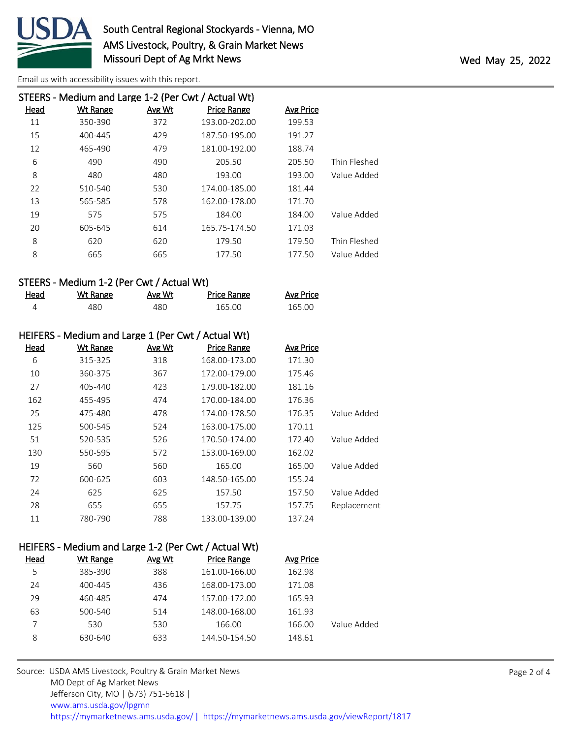STEERS - Medium and Large 1-2 (Per Cwt / Actual Wt)

| Head | Wt Range | Avg Wt | Price Range | Avg Price | |
|---|---|---|---|---|---|
| 11 | 350-390 | 372 | 193.00-202.00 | 199.53 | |
| 15 | 400-445 | 429 | 187.50-195.00 | 191.27 | |
| 12 | 465-490 | 479 | 181.00-192.00 | 188.74 | |
| 6 | 490 | 490 | 205.50 | 205.50 | Thin Fleshed |
| 8 | 480 | 480 | 193.00 | 193.00 | Value Added |
| 22 | 510-540 | 530 | 174.00-185.00 | 181.44 | |
| 13 | 565-585 | 578 | 162.00-178.00 | 171.70 | |
| 19 | 575 | 575 | 184.00 | 184.00 | Value Added |
| 20 | 605-645 | 614 | 165.75-174.50 | 171.03 | |
| 8 | 620 | 620 | 179.50 | 179.50 | Thin Fleshed |
| 8 | 665 | 665 | 177.50 | 177.50 | Value Added |

STEERS - Medium 1-2 (Per Cwt / Actual Wt)

| Head | Wt Range | Avg Wt | Price Range | Avg Price |
|---|---|---|---|---|
| 4 | 480 | 480 | 165.00 | 165.00 |

HEIFERS - Medium and Large 1 (Per Cwt / Actual Wt)

| Head | Wt Range | Avg Wt | Price Range | Avg Price | |
|---|---|---|---|---|---|
| 6 | 315-325 | 318 | 168.00-173.00 | 171.30 | |
| 10 | 360-375 | 367 | 172.00-179.00 | 175.46 | |
| 27 | 405-440 | 423 | 179.00-182.00 | 181.16 | |
| 162 | 455-495 | 474 | 170.00-184.00 | 176.36 | |
| 25 | 475-480 | 478 | 174.00-178.50 | 176.35 | Value Added |
| 125 | 500-545 | 524 | 163.00-175.00 | 170.11 | |
| 51 | 520-535 | 526 | 170.50-174.00 | 172.40 | Value Added |
| 130 | 550-595 | 572 | 153.00-169.00 | 162.02 | |
| 19 | 560 | 560 | 165.00 | 165.00 | Value Added |
| 72 | 600-625 | 603 | 148.50-165.00 | 155.24 | |
| 24 | 625 | 625 | 157.50 | 157.50 | Value Added |
| 28 | 655 | 655 | 157.75 | 157.75 | Replacement |
| 11 | 780-790 | 788 | 133.00-139.00 | 137.24 | |

HEIFERS - Medium and Large 1-2 (Per Cwt / Actual Wt)

| Head | Wt Range | Avg Wt | Price Range | Avg Price | |
|---|---|---|---|---|---|
| 5 | 385-390 | 388 | 161.00-166.00 | 162.98 | |
| 24 | 400-445 | 436 | 168.00-173.00 | 171.08 | |
| 29 | 460-485 | 474 | 157.00-172.00 | 165.93 | |
| 63 | 500-540 | 514 | 148.00-168.00 | 161.93 | |
| 7 | 530 | 530 | 166.00 | 166.00 | Value Added |
| 8 | 630-640 | 633 | 144.50-154.50 | 148.61 | |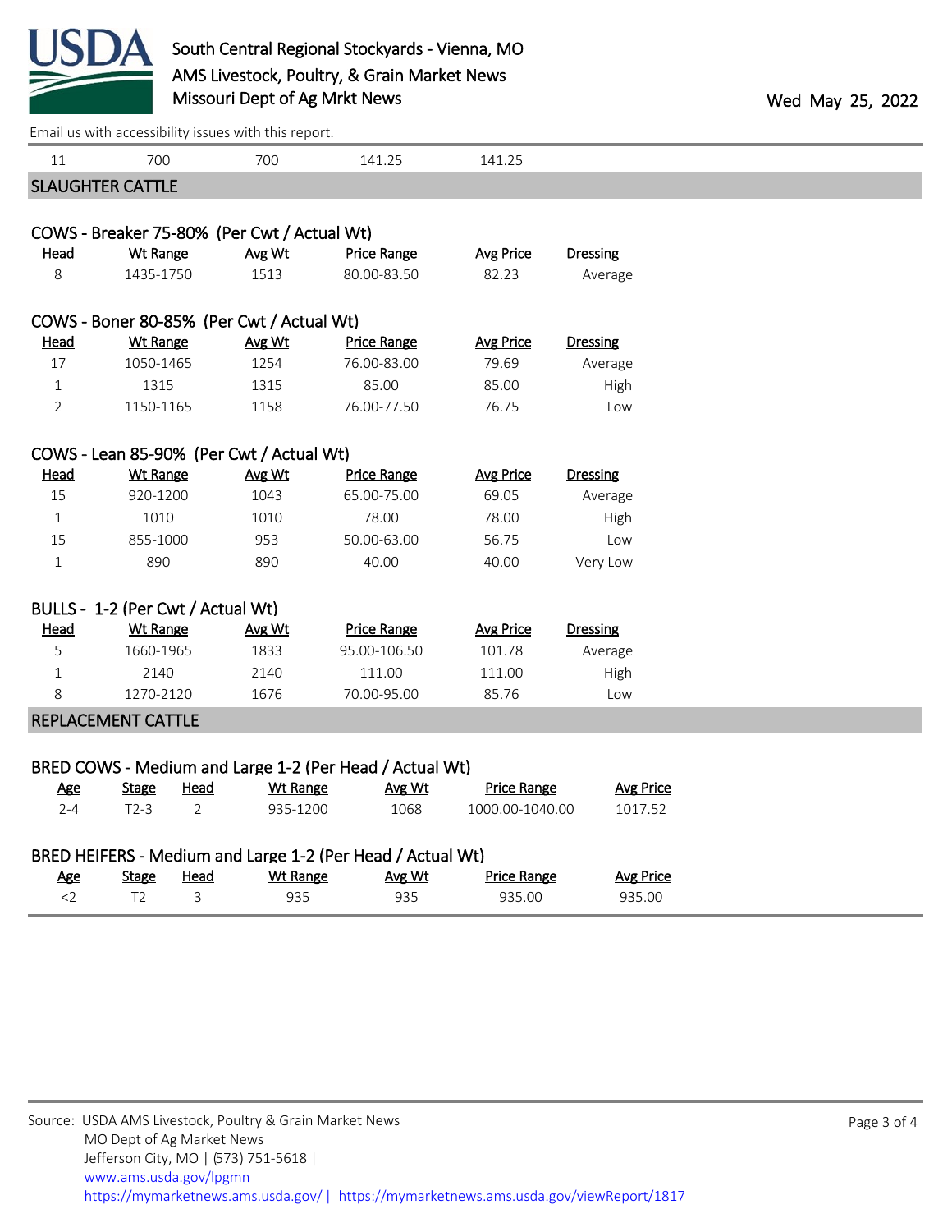Email us with accessibility issues with this report.

| 11 | 700 | 700 | 141.25 | 141.25 |
|---|---|---|---|---|

## SLAUGHTER CATTLE

### COWS - Breaker 75-80% (Per Cwt / Actual Wt)

| Head | Wt Range | Avg Wt | Price Range | Avg Price | Dressing |
|---|---|---|---|---|---|
| 8 | 1435-1750 | 1513 | 80.00-83.50 | 82.23 | Average |

### COWS - Boner 80-85% (Per Cwt / Actual Wt)

| Head | Wt Range | Avg Wt | Price Range | Avg Price | Dressing |
|---|---|---|---|---|---|
| 17 | 1050-1465 | 1254 | 76.00-83.00 | 79.69 | Average |
| 1 | 1315 | 1315 | 85.00 | 85.00 | High |
| 2 | 1150-1165 | 1158 | 76.00-77.50 | 76.75 | Low |

### COWS - Lean 85-90% (Per Cwt / Actual Wt)

| Head | Wt Range | Avg Wt | Price Range | Avg Price | Dressing |
|---|---|---|---|---|---|
| 15 | 920-1200 | 1043 | 65.00-75.00 | 69.05 | Average |
| 1 | 1010 | 1010 | 78.00 | 78.00 | High |
| 15 | 855-1000 | 953 | 50.00-63.00 | 56.75 | Low |
| 1 | 890 | 890 | 40.00 | 40.00 | Very Low |

### BULLS - 1-2 (Per Cwt / Actual Wt)

| Head | Wt Range | Avg Wt | Price Range | Avg Price | Dressing |
|---|---|---|---|---|---|
| 5 | 1660-1965 | 1833 | 95.00-106.50 | 101.78 | Average |
| 1 | 2140 | 2140 | 111.00 | 111.00 | High |
| 8 | 1270-2120 | 1676 | 70.00-95.00 | 85.76 | Low |

## REPLACEMENT CATTLE

### BRED COWS - Medium and Large 1-2 (Per Head / Actual Wt)

| Age | Stage | Head | Wt Range | Avg Wt | Price Range | Avg Price |
|---|---|---|---|---|---|---|
| 2-4 | T2-3 | 2 | 935-1200 | 1068 | 1000.00-1040.00 | 1017.52 |

### BRED HEIFERS - Medium and Large 1-2 (Per Head / Actual Wt)

| Age | Stage | Head | Wt Range | Avg Wt | Price Range | Avg Price |
|---|---|---|---|---|---|---|
| <2 | T2 | 3 | 935 | 935 | 935.00 | 935.00 |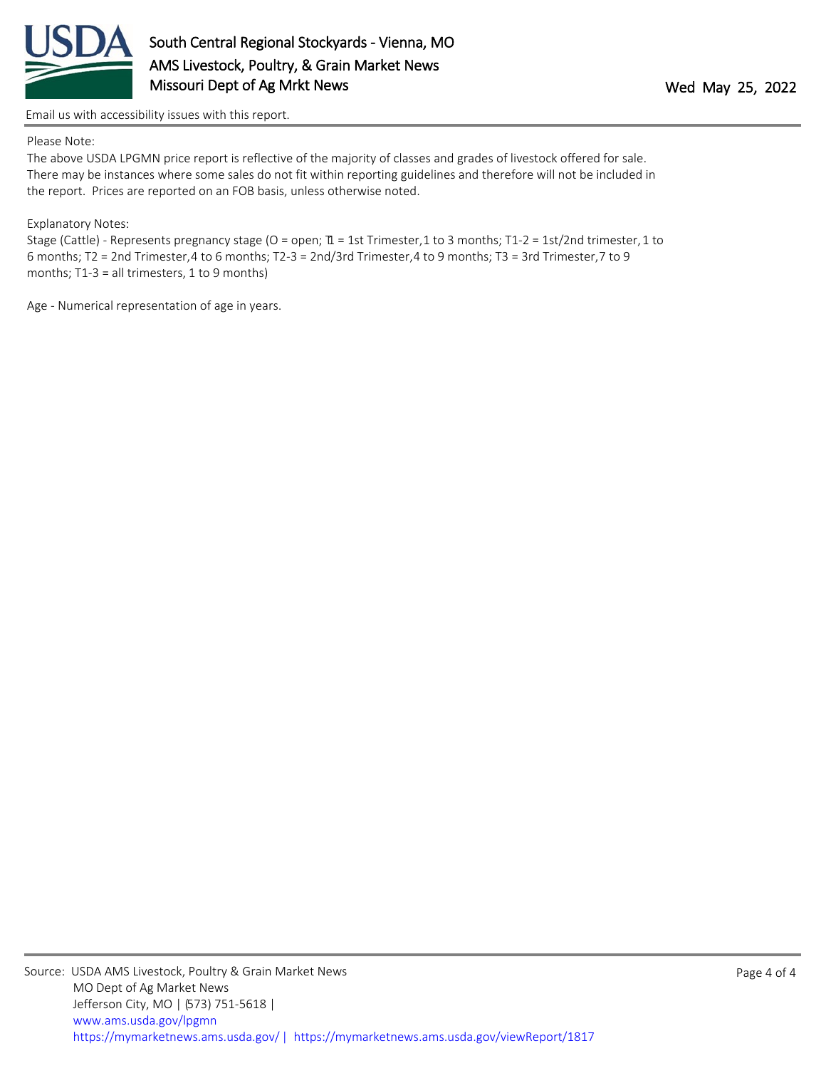Email us with accessibility issues with this report.

Please Note:

The above USDA LPGMN price report is reflective of the majority of classes and grades of livestock offered for sale. There may be instances where some sales do not fit within reporting guidelines and therefore will not be included in the report. Prices are reported on an FOB basis, unless otherwise noted.

Explanatory Notes:

Stage (Cattle) - Represents pregnancy stage (O = open; T1 = 1st Trimester,1 to 3 months; T1-2 = 1st/2nd trimester, 1 to 6 months; T2 = 2nd Trimester,4 to 6 months; T2-3 = 2nd/3rd Trimester,4 to 9 months; T3 = 3rd Trimester,7 to 9 months; T1-3 = all trimesters, 1 to 9 months)

Age - Numerical representation of age in years.

Source: USDA AMS Livestock, Poultry & Grain Market News
MO Dept of Ag Market News
Jefferson City, MO | (573) 751-5618 |
www.ams.usda.gov/lpgmn
https://mymarketnews.ams.usda.gov/ | https://mymarketnews.ams.usda.gov/viewReport/1817